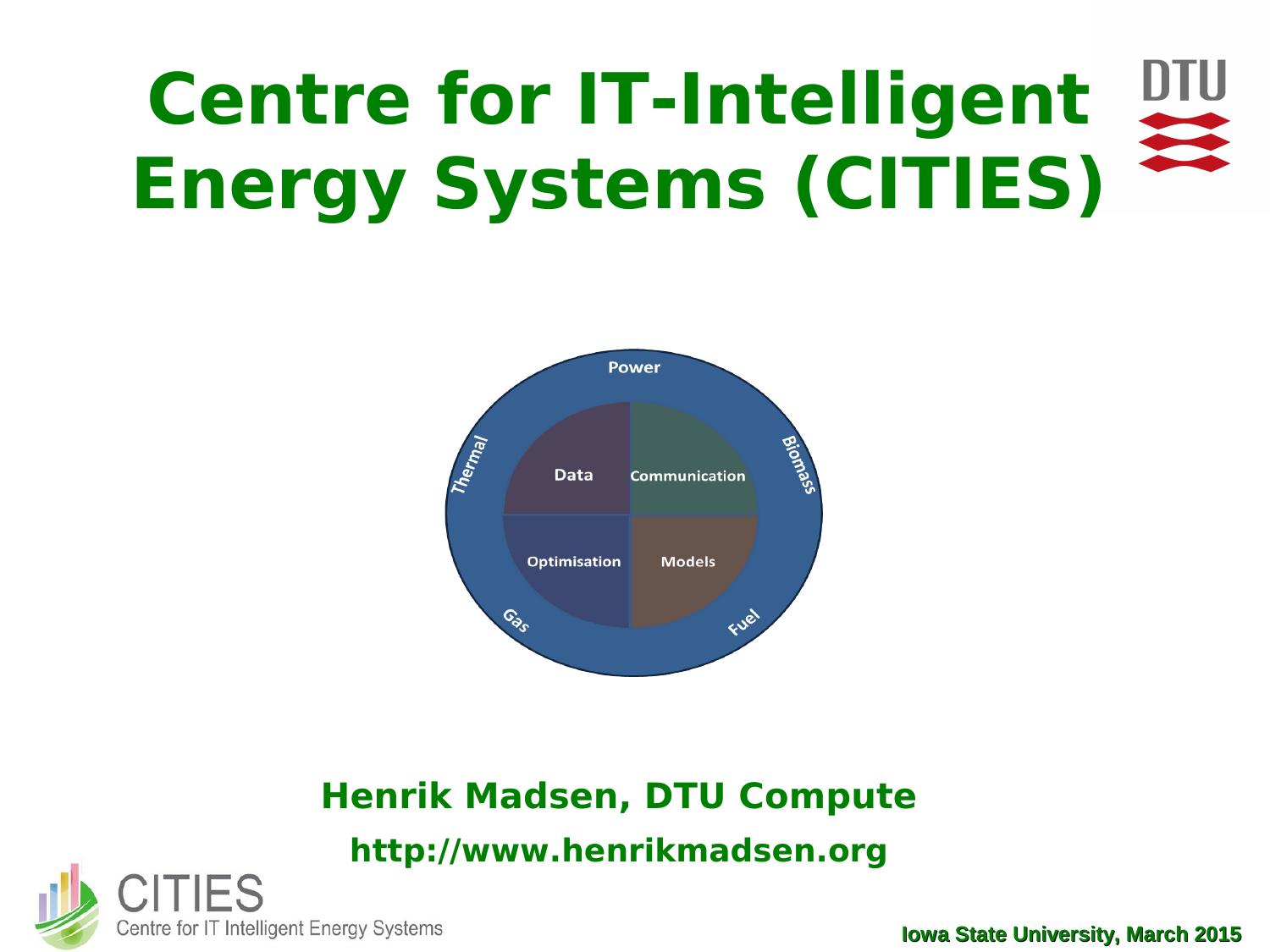# Centre for IT-Intelligent Energy Systems (CITIES)

Power

Thermal

Biomass

Data

Communication

Optimisation

Models

Gas

Fuel

**Henrik Madsen, DTU Compute**

**http://www.henrikmadsen.org**

CITIES
Centre for IT Intelligent Energy Systems

**Iowa State University, March 2015**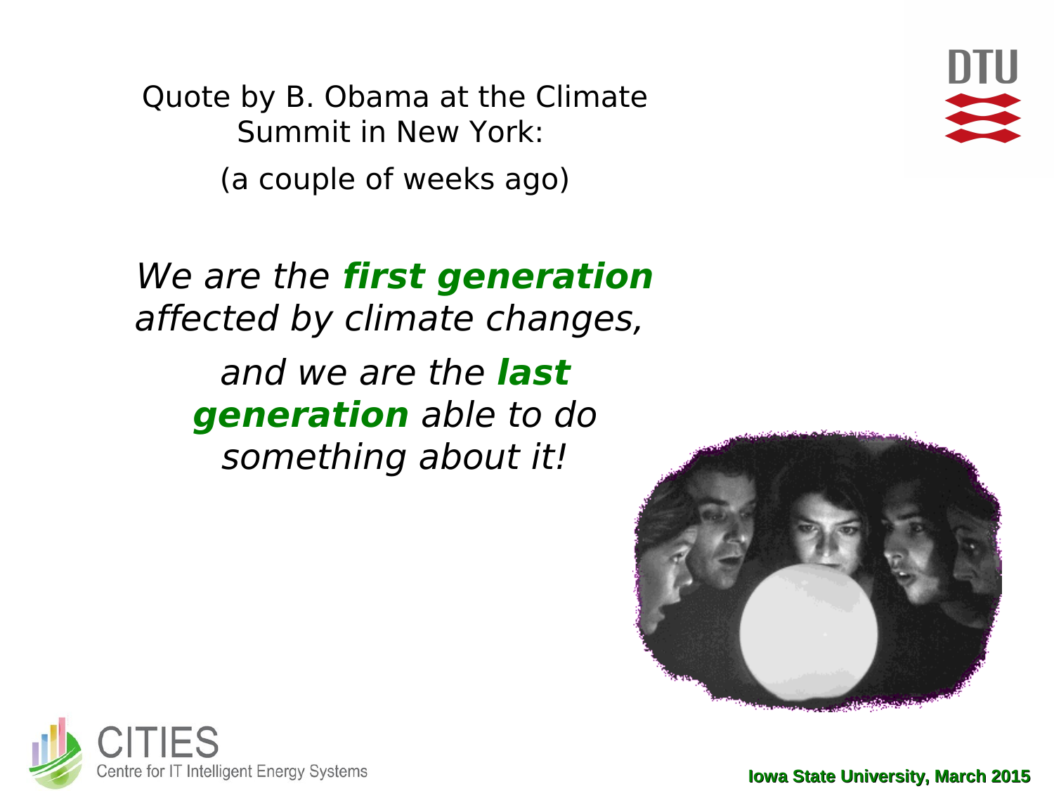Quote by B. Obama at the Climate Summit in New York:

(a couple of weeks ago)

*We are the **first generation** affected by climate changes,*

*and we are the **last generation** able to do something about it!*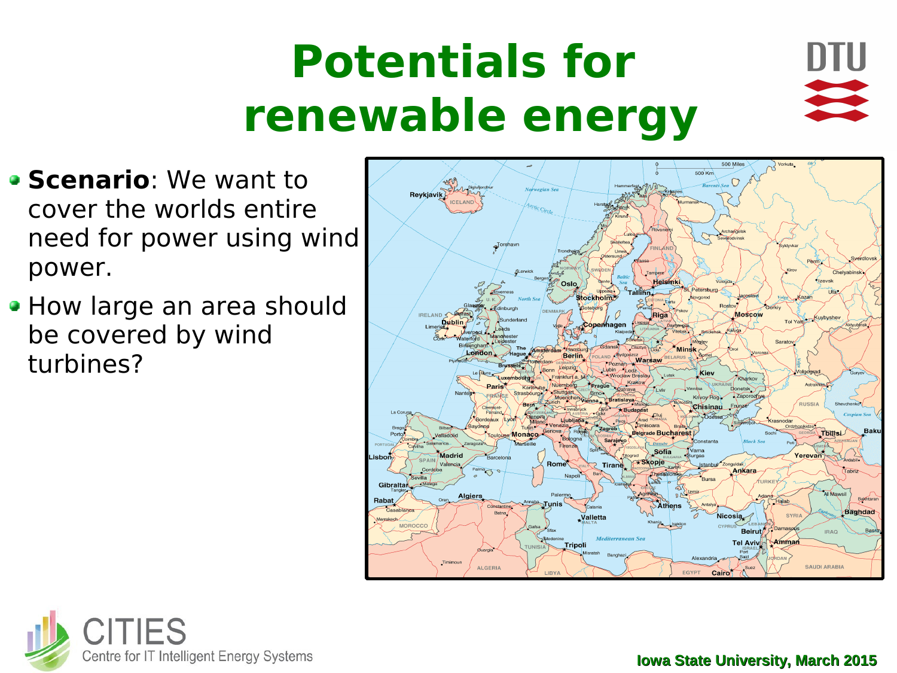# Potentials for renewable energy

- **Scenario**: We want to cover the worlds entire need for power using wind power.
- How large an area should be covered by wind turbines?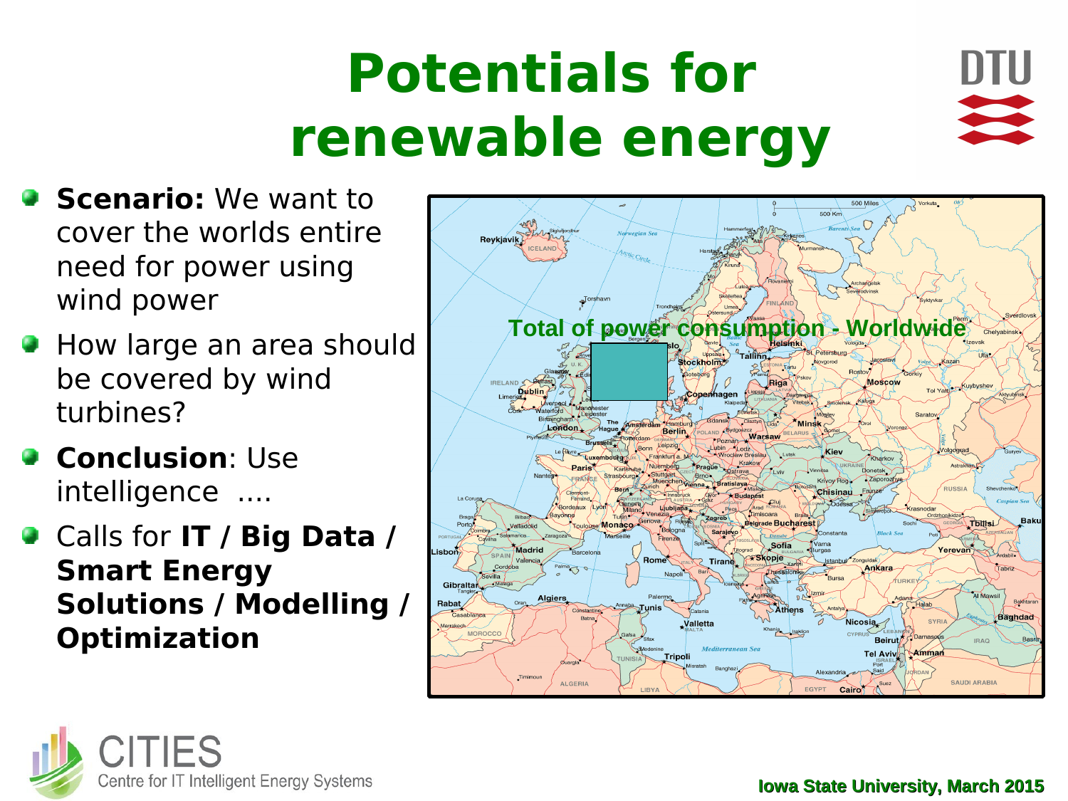# Potentials for renewable energy

- **Scenario:** We want to cover the worlds entire need for power using wind power
- How large an area should be covered by wind turbines?
- **Conclusion**: Use intelligence ....
- Calls for **IT / Big Data / Smart Energy Solutions / Modelling / Optimization**

Total of power consumption - Worldwide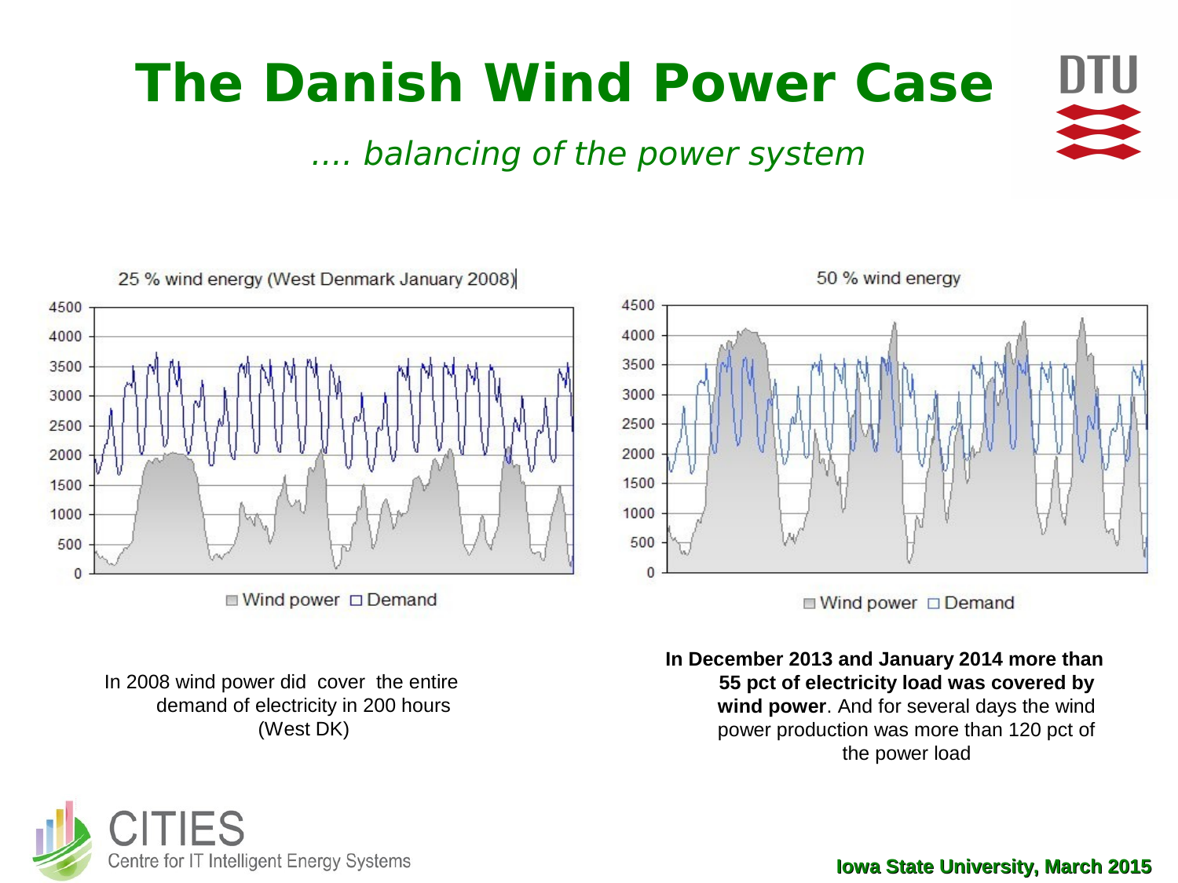# The Danish Wind Power Case

*.... balancing of the power system*

25 % wind energy (West Denmark January 2008)

50 % wind energy

In 2008 wind power did cover the entire demand of electricity in 200 hours (West DK)

**In December 2013 and January 2014 more than 55 pct of electricity load was covered by wind power**. And for several days the wind power production was more than 120 pct of the power load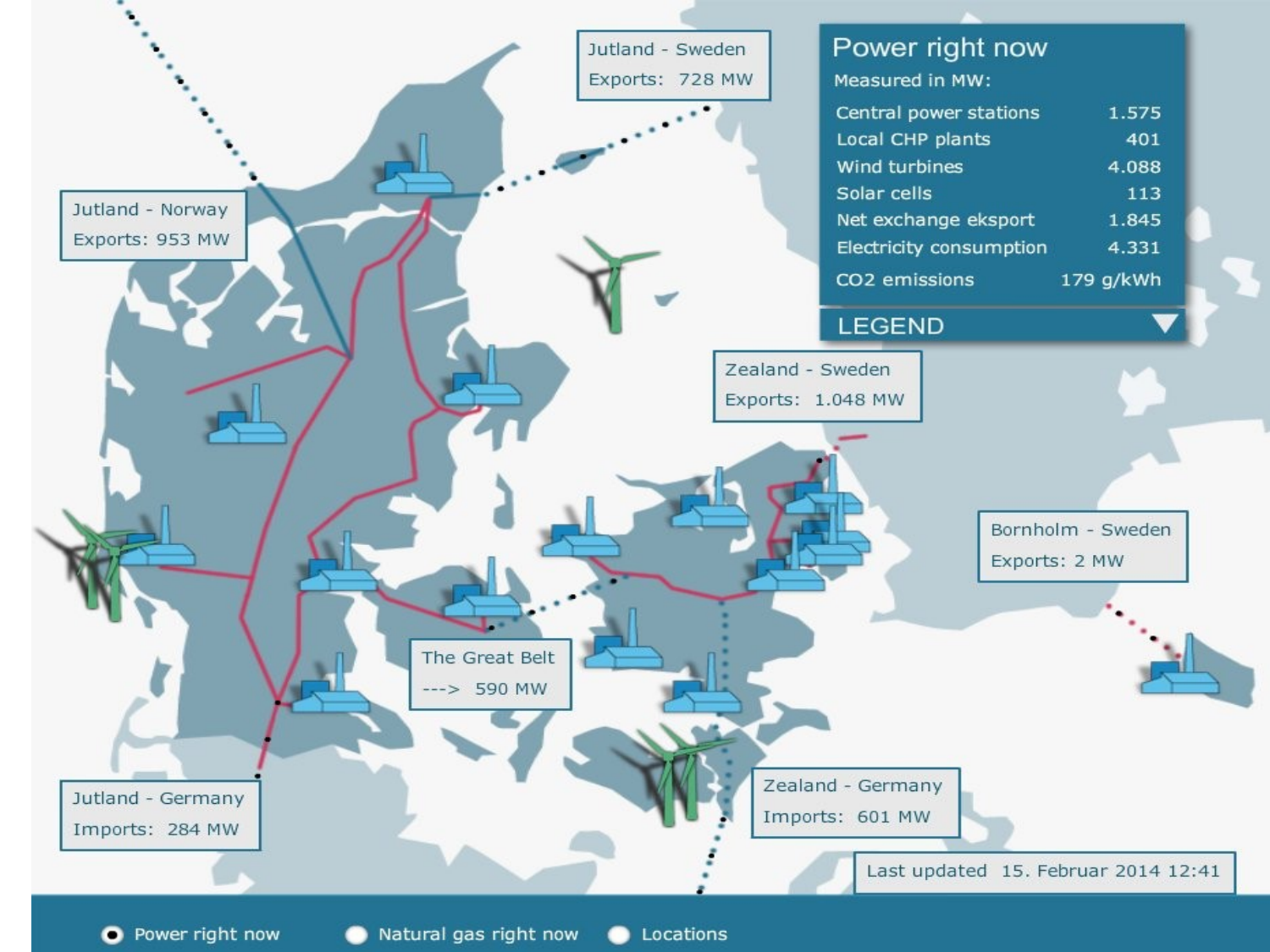Jutland - Sweden
Exports: 728 MW

## Power right now

Measured in MW:

| | |
|---|---|
| Central power stations | 1.575 |
| Local CHP plants | 401 |
| Wind turbines | 4.088 |
| Solar cells | 113 |
| Net exchange eksport | 1.845 |
| Electricity consumption | 4.331 |
| $CO_2$ emissions | 179 g/kWh |

LEGEND

Jutland - Norway
Exports: 953 MW

Zealand - Sweden
Exports: 1.048 MW

Bornholm - Sweden
Exports: 2 MW

The Great Belt
---> 590 MW

Jutland - Germany
Imports: 284 MW

Zealand - Germany
Imports: 601 MW

Last updated 15. Februar 2014 12:41

- Power right now
- Natural gas right now
- Locations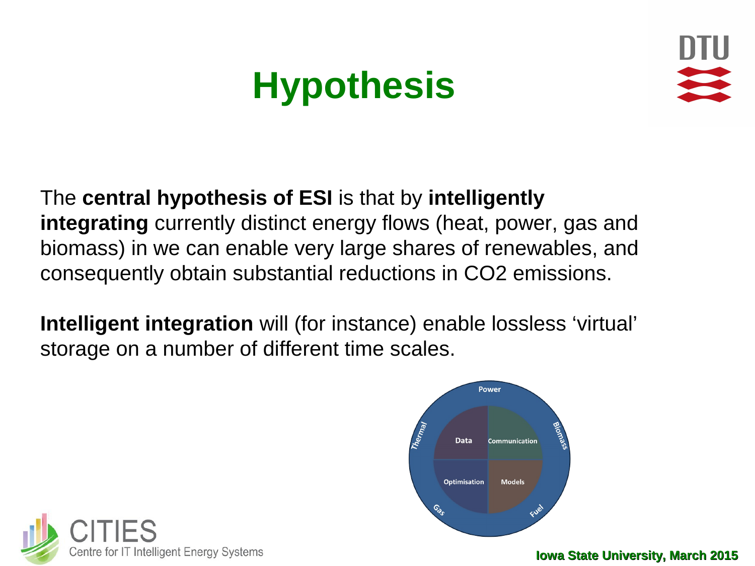# Hypothesis

The **central hypothesis of ESI** is that by **intelligently integrating** currently distinct energy flows (heat, power, gas and biomass) in we can enable very large shares of renewables, and consequently obtain substantial reductions in CO2 emissions.

**Intelligent integration** will (for instance) enable lossless ‘virtual’ storage on a number of different time scales.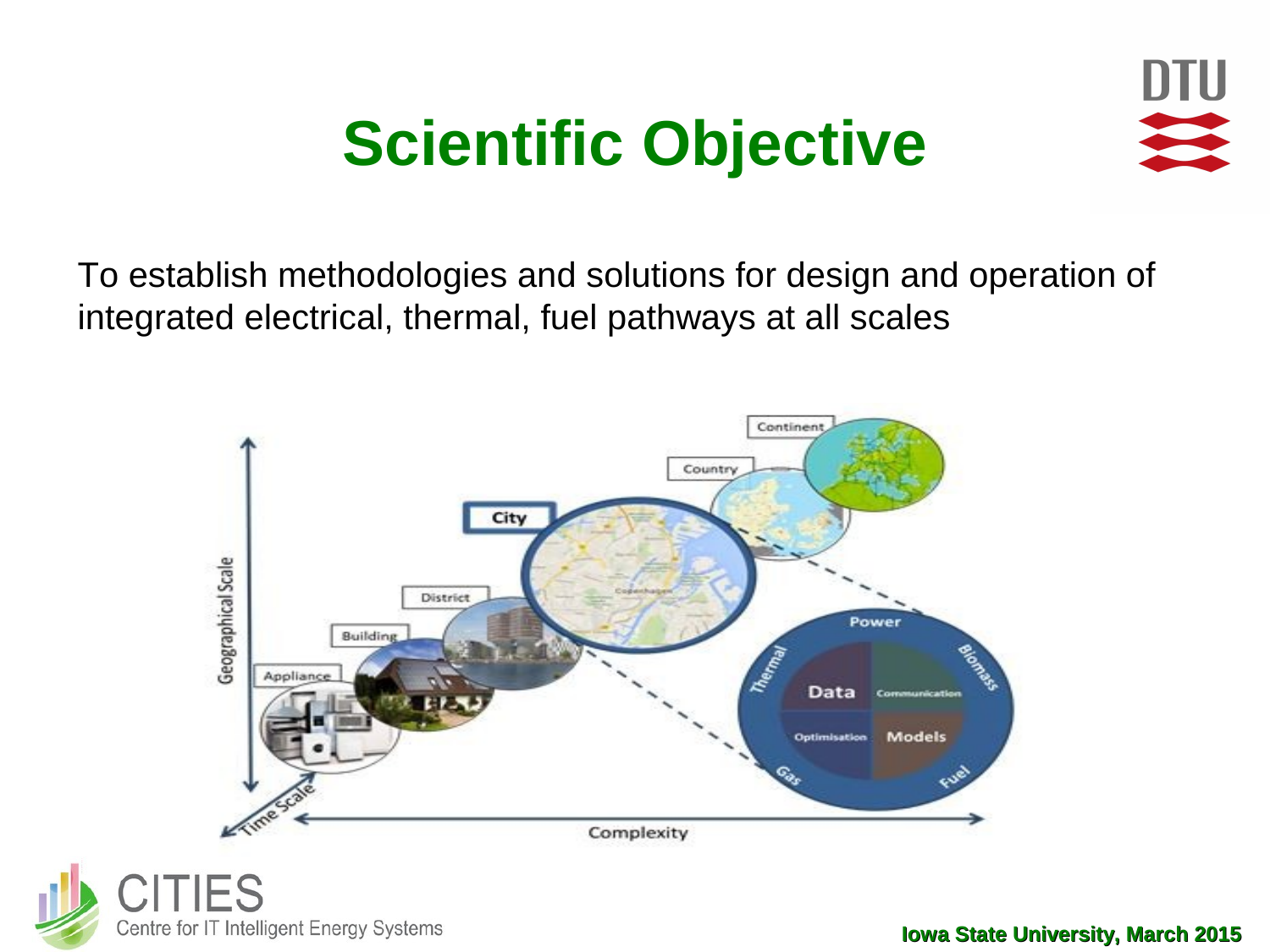# Scientific Objective

To establish methodologies and solutions for design and operation of integrated electrical, thermal, fuel pathways at all scales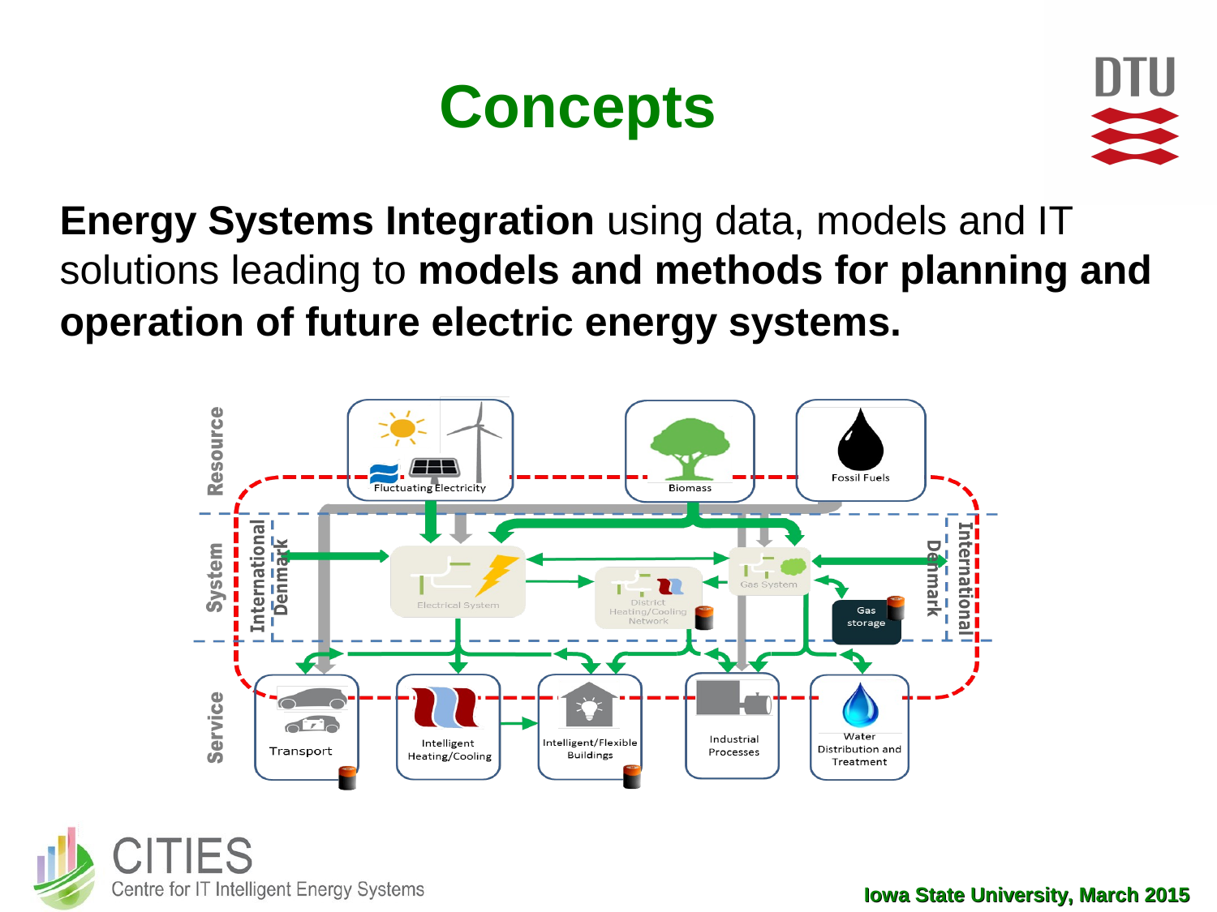# Concepts

**Energy Systems Integration** using data, models and IT solutions leading to **models and methods for planning and operation of future electric energy systems.**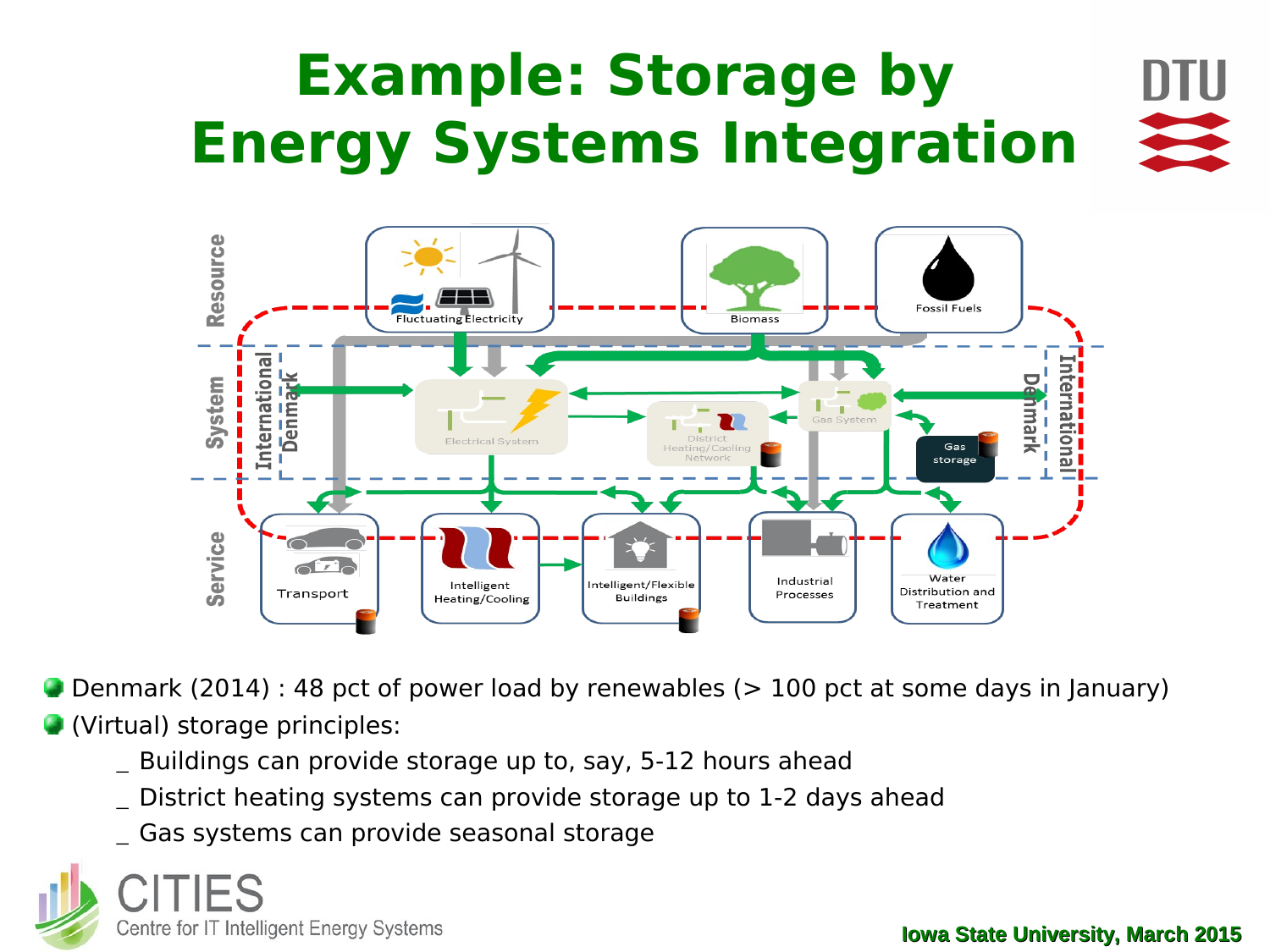# Example: Storage by Energy Systems Integration

Resource

System

Service

Fluctuating Electricity

Biomass

Fossil Fuels

International

Denmark

Electrical System

District Heating/Cooling Network

Gas System

Gas storage

Transport

Intelligent Heating/Cooling

Intelligent/Flexible Buildings

Industrial Processes

Water Distribution and Treatment

- Denmark (2014) : 48 pct of power load by renewables (> 100 pct at some days in January)
- (Virtual) storage principles:
  - Buildings can provide storage up to, say, 5-12 hours ahead
  - District heating systems can provide storage up to 1-2 days ahead
  - Gas systems can provide seasonal storage

CITIES
Centre for IT Intelligent Energy Systems

Iowa State University, March 2015